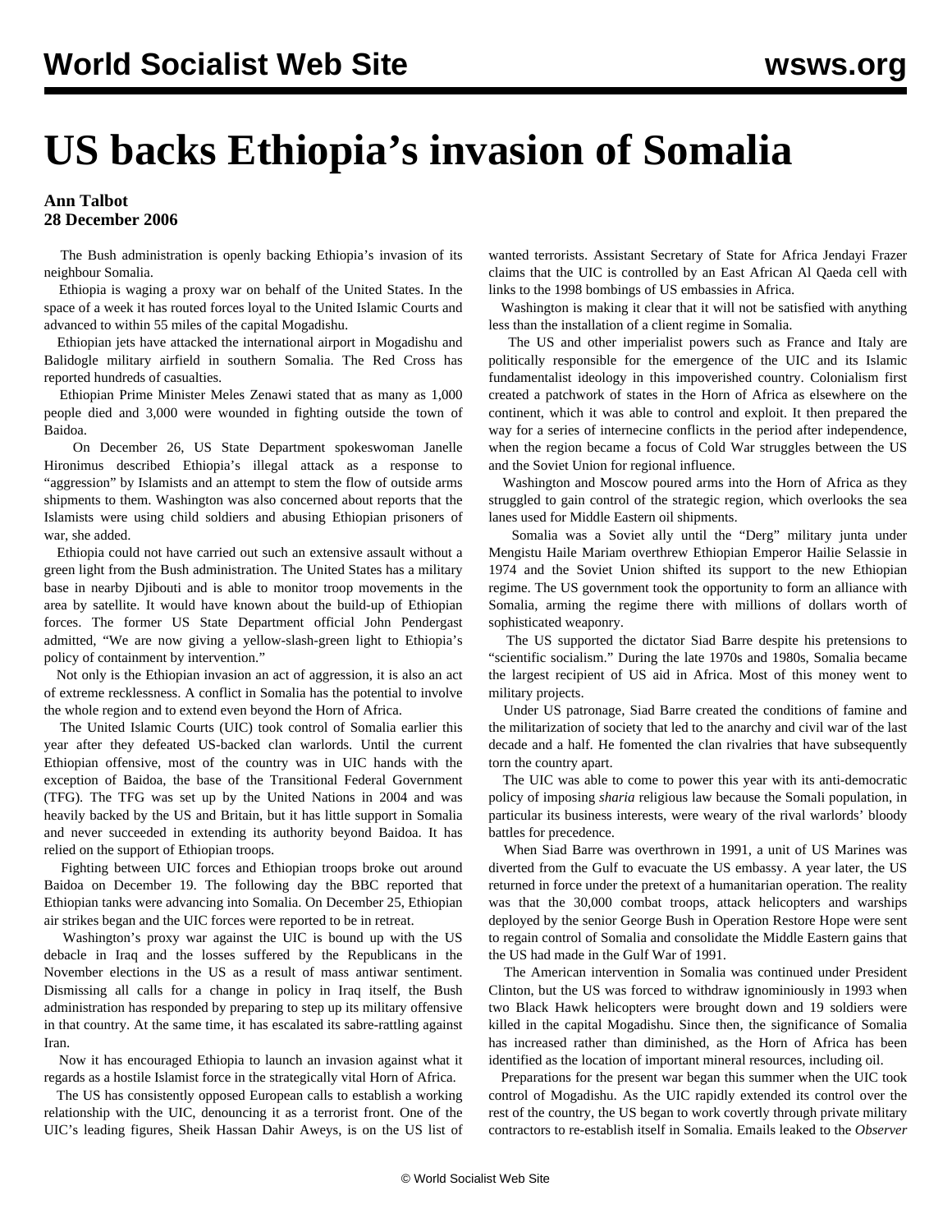# US backs Ethiopia's invasion of Somalia

**Ann Talbot**
**28 December 2006**

The Bush administration is openly backing Ethiopia's invasion of its neighbour Somalia.

Ethiopia is waging a proxy war on behalf of the United States. In the space of a week it has routed forces loyal to the United Islamic Courts and advanced to within 55 miles of the capital Mogadishu.

Ethiopian jets have attacked the international airport in Mogadishu and Balidogle military airfield in southern Somalia. The Red Cross has reported hundreds of casualties.

Ethiopian Prime Minister Meles Zenawi stated that as many as 1,000 people died and 3,000 were wounded in fighting outside the town of Baidoa.

On December 26, US State Department spokeswoman Janelle Hironimus described Ethiopia's illegal attack as a response to "aggression" by Islamists and an attempt to stem the flow of outside arms shipments to them. Washington was also concerned about reports that the Islamists were using child soldiers and abusing Ethiopian prisoners of war, she added.

Ethiopia could not have carried out such an extensive assault without a green light from the Bush administration. The United States has a military base in nearby Djibouti and is able to monitor troop movements in the area by satellite. It would have known about the build-up of Ethiopian forces. The former US State Department official John Pendergast admitted, "We are now giving a yellow-slash-green light to Ethiopia's policy of containment by intervention."

Not only is the Ethiopian invasion an act of aggression, it is also an act of extreme recklessness. A conflict in Somalia has the potential to involve the whole region and to extend even beyond the Horn of Africa.

The United Islamic Courts (UIC) took control of Somalia earlier this year after they defeated US-backed clan warlords. Until the current Ethiopian offensive, most of the country was in UIC hands with the exception of Baidoa, the base of the Transitional Federal Government (TFG). The TFG was set up by the United Nations in 2004 and was heavily backed by the US and Britain, but it has little support in Somalia and never succeeded in extending its authority beyond Baidoa. It has relied on the support of Ethiopian troops.

Fighting between UIC forces and Ethiopian troops broke out around Baidoa on December 19. The following day the BBC reported that Ethiopian tanks were advancing into Somalia. On December 25, Ethiopian air strikes began and the UIC forces were reported to be in retreat.

Washington's proxy war against the UIC is bound up with the US debacle in Iraq and the losses suffered by the Republicans in the November elections in the US as a result of mass antiwar sentiment. Dismissing all calls for a change in policy in Iraq itself, the Bush administration has responded by preparing to step up its military offensive in that country. At the same time, it has escalated its sabre-rattling against Iran.

Now it has encouraged Ethiopia to launch an invasion against what it regards as a hostile Islamist force in the strategically vital Horn of Africa.

The US has consistently opposed European calls to establish a working relationship with the UIC, denouncing it as a terrorist front. One of the UIC's leading figures, Sheik Hassan Dahir Aweys, is on the US list of wanted terrorists. Assistant Secretary of State for Africa Jendayi Frazer claims that the UIC is controlled by an East African Al Qaeda cell with links to the 1998 bombings of US embassies in Africa.

Washington is making it clear that it will not be satisfied with anything less than the installation of a client regime in Somalia.

The US and other imperialist powers such as France and Italy are politically responsible for the emergence of the UIC and its Islamic fundamentalist ideology in this impoverished country. Colonialism first created a patchwork of states in the Horn of Africa as elsewhere on the continent, which it was able to control and exploit. It then prepared the way for a series of internecine conflicts in the period after independence, when the region became a focus of Cold War struggles between the US and the Soviet Union for regional influence.

Washington and Moscow poured arms into the Horn of Africa as they struggled to gain control of the strategic region, which overlooks the sea lanes used for Middle Eastern oil shipments.

Somalia was a Soviet ally until the "Derg" military junta under Mengistu Haile Mariam overthrew Ethiopian Emperor Hailie Selassie in 1974 and the Soviet Union shifted its support to the new Ethiopian regime. The US government took the opportunity to form an alliance with Somalia, arming the regime there with millions of dollars worth of sophisticated weaponry.

The US supported the dictator Siad Barre despite his pretensions to "scientific socialism." During the late 1970s and 1980s, Somalia became the largest recipient of US aid in Africa. Most of this money went to military projects.

Under US patronage, Siad Barre created the conditions of famine and the militarization of society that led to the anarchy and civil war of the last decade and a half. He fomented the clan rivalries that have subsequently torn the country apart.

The UIC was able to come to power this year with its anti-democratic policy of imposing *sharia* religious law because the Somali population, in particular its business interests, were weary of the rival warlords' bloody battles for precedence.

When Siad Barre was overthrown in 1991, a unit of US Marines was diverted from the Gulf to evacuate the US embassy. A year later, the US returned in force under the pretext of a humanitarian operation. The reality was that the 30,000 combat troops, attack helicopters and warships deployed by the senior George Bush in Operation Restore Hope were sent to regain control of Somalia and consolidate the Middle Eastern gains that the US had made in the Gulf War of 1991.

The American intervention in Somalia was continued under President Clinton, but the US was forced to withdraw ignominiously in 1993 when two Black Hawk helicopters were brought down and 19 soldiers were killed in the capital Mogadishu. Since then, the significance of Somalia has increased rather than diminished, as the Horn of Africa has been identified as the location of important mineral resources, including oil.

Preparations for the present war began this summer when the UIC took control of Mogadishu. As the UIC rapidly extended its control over the rest of the country, the US began to work covertly through private military contractors to re-establish itself in Somalia. Emails leaked to the *Observer*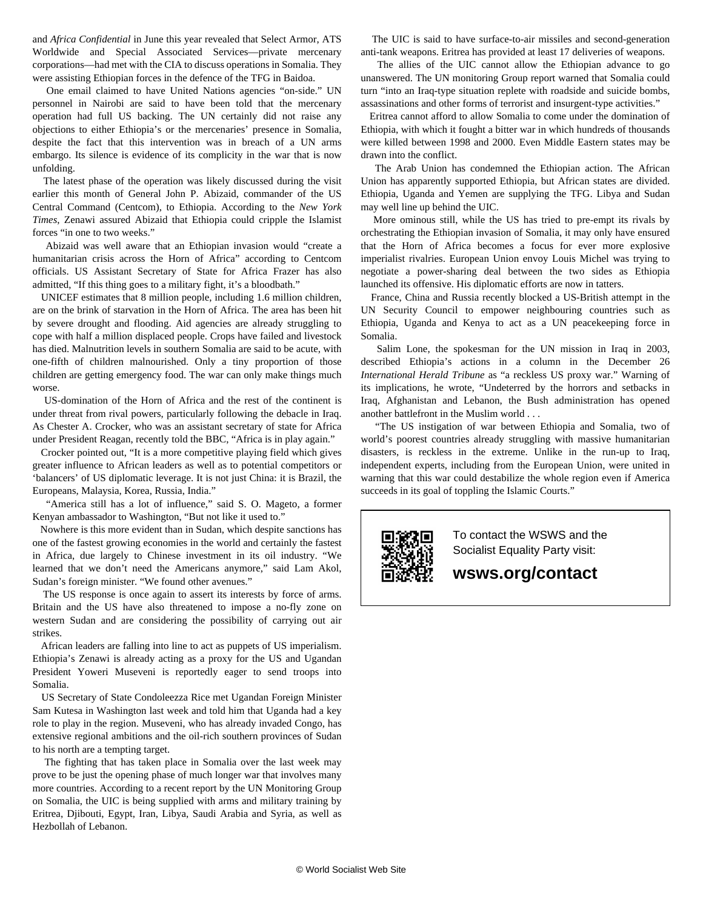and *Africa Confidential* in June this year revealed that Select Armor, ATS Worldwide and Special Associated Services—private mercenary corporations—had met with the CIA to discuss operations in Somalia. They were assisting Ethiopian forces in the defence of the TFG in Baidoa.

One email claimed to have United Nations agencies "on-side." UN personnel in Nairobi are said to have been told that the mercenary operation had full US backing. The UN certainly did not raise any objections to either Ethiopia's or the mercenaries' presence in Somalia, despite the fact that this intervention was in breach of a UN arms embargo. Its silence is evidence of its complicity in the war that is now unfolding.

The latest phase of the operation was likely discussed during the visit earlier this month of General John P. Abizaid, commander of the US Central Command (Centcom), to Ethiopia. According to the *New York Times*, Zenawi assured Abizaid that Ethiopia could cripple the Islamist forces "in one to two weeks."

Abizaid was well aware that an Ethiopian invasion would "create a humanitarian crisis across the Horn of Africa" according to Centcom officials. US Assistant Secretary of State for Africa Frazer has also admitted, "If this thing goes to a military fight, it's a bloodbath."

UNICEF estimates that 8 million people, including 1.6 million children, are on the brink of starvation in the Horn of Africa. The area has been hit by severe drought and flooding. Aid agencies are already struggling to cope with half a million displaced people. Crops have failed and livestock has died. Malnutrition levels in southern Somalia are said to be acute, with one-fifth of children malnourished. Only a tiny proportion of those children are getting emergency food. The war can only make things much worse.

US-domination of the Horn of Africa and the rest of the continent is under threat from rival powers, particularly following the debacle in Iraq. As Chester A. Crocker, who was an assistant secretary of state for Africa under President Reagan, recently told the BBC, "Africa is in play again."

Crocker pointed out, "It is a more competitive playing field which gives greater influence to African leaders as well as to potential competitors or 'balancers' of US diplomatic leverage. It is not just China: it is Brazil, the Europeans, Malaysia, Korea, Russia, India."

"America still has a lot of influence," said S. O. Mageto, a former Kenyan ambassador to Washington, "But not like it used to."

Nowhere is this more evident than in Sudan, which despite sanctions has one of the fastest growing economies in the world and certainly the fastest in Africa, due largely to Chinese investment in its oil industry. "We learned that we don't need the Americans anymore," said Lam Akol, Sudan's foreign minister. "We found other avenues."

The US response is once again to assert its interests by force of arms. Britain and the US have also threatened to impose a no-fly zone on western Sudan and are considering the possibility of carrying out air strikes.

African leaders are falling into line to act as puppets of US imperialism. Ethiopia's Zenawi is already acting as a proxy for the US and Ugandan President Yoweri Museveni is reportedly eager to send troops into Somalia.

US Secretary of State Condoleezza Rice met Ugandan Foreign Minister Sam Kutesa in Washington last week and told him that Uganda had a key role to play in the region. Museveni, who has already invaded Congo, has extensive regional ambitions and the oil-rich southern provinces of Sudan to his north are a tempting target.

The fighting that has taken place in Somalia over the last week may prove to be just the opening phase of much longer war that involves many more countries. According to a recent report by the UN Monitoring Group on Somalia, the UIC is being supplied with arms and military training by Eritrea, Djibouti, Egypt, Iran, Libya, Saudi Arabia and Syria, as well as Hezbollah of Lebanon.

The UIC is said to have surface-to-air missiles and second-generation anti-tank weapons. Eritrea has provided at least 17 deliveries of weapons.

The allies of the UIC cannot allow the Ethiopian advance to go unanswered. The UN monitoring Group report warned that Somalia could turn "into an Iraq-type situation replete with roadside and suicide bombs, assassinations and other forms of terrorist and insurgent-type activities."

Eritrea cannot afford to allow Somalia to come under the domination of Ethiopia, with which it fought a bitter war in which hundreds of thousands were killed between 1998 and 2000. Even Middle Eastern states may be drawn into the conflict.

The Arab Union has condemned the Ethiopian action. The African Union has apparently supported Ethiopia, but African states are divided. Ethiopia, Uganda and Yemen are supplying the TFG. Libya and Sudan may well line up behind the UIC.

More ominous still, while the US has tried to pre-empt its rivals by orchestrating the Ethiopian invasion of Somalia, it may only have ensured that the Horn of Africa becomes a focus for ever more explosive imperialist rivalries. European Union envoy Louis Michel was trying to negotiate a power-sharing deal between the two sides as Ethiopia launched its offensive. His diplomatic efforts are now in tatters.

France, China and Russia recently blocked a US-British attempt in the UN Security Council to empower neighbouring countries such as Ethiopia, Uganda and Kenya to act as a UN peacekeeping force in Somalia.

Salim Lone, the spokesman for the UN mission in Iraq in 2003, described Ethiopia's actions in a column in the December 26 *International Herald Tribune* as "a reckless US proxy war." Warning of its implications, he wrote, "Undeterred by the horrors and setbacks in Iraq, Afghanistan and Lebanon, the Bush administration has opened another battlefront in the Muslim world . . .

"The US instigation of war between Ethiopia and Somalia, two of world's poorest countries already struggling with massive humanitarian disasters, is reckless in the extreme. Unlike in the run-up to Iraq, independent experts, including from the European Union, were united in warning that this war could destabilize the whole region even if America succeeds in its goal of toppling the Islamic Courts."

To contact the WSWS and the Socialist Equality Party visit:

**wsws.org/contact**